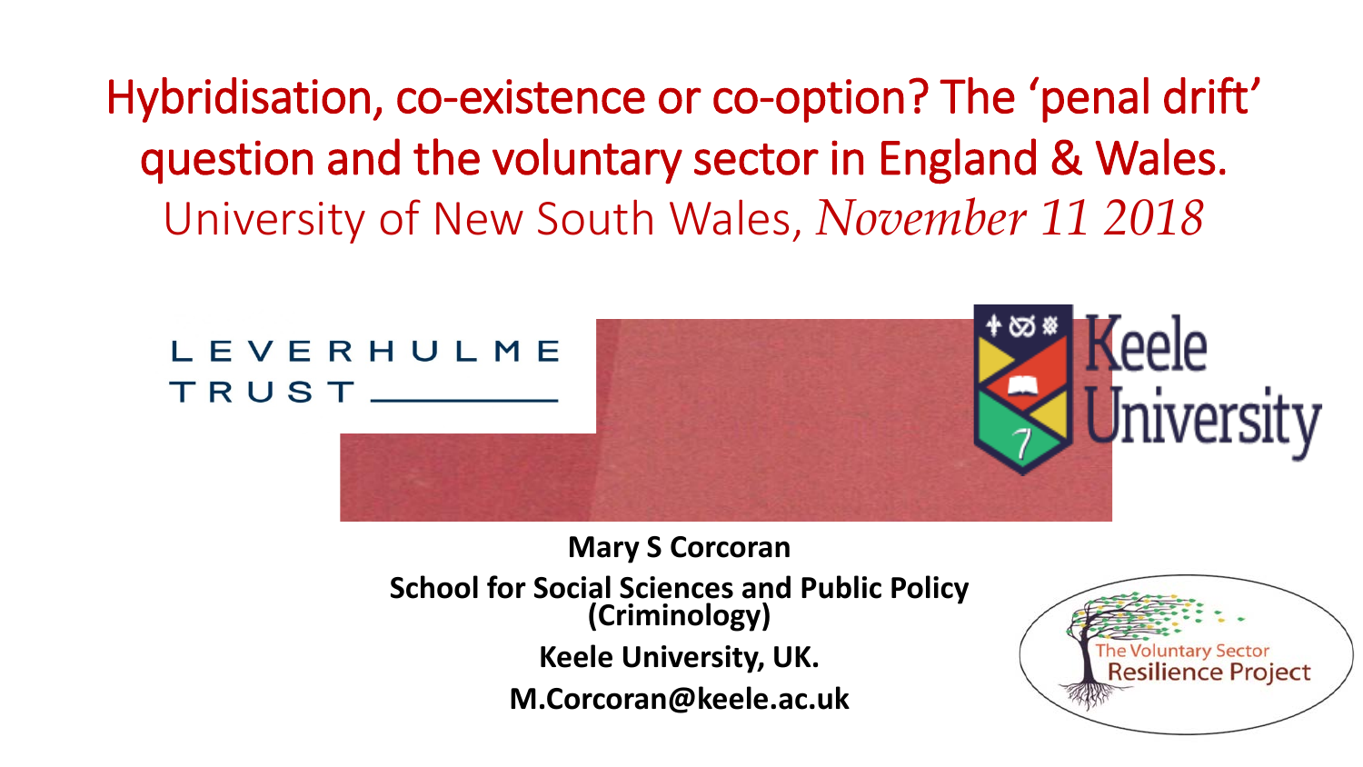# Hybridisation, co-existence or co-option? The 'penal drift' question and the voluntary sector in England & Wales.

University of New South Wales, *November 11 2018*

LEVERHULME TRUST

Keele University

**Mary S Corcoran**

**School for Social Sciences and Public Policy (Criminology)**

**Keele University, UK.**

**M.Corcoran@keele.ac.uk**

The Voluntary Sector Resilience Project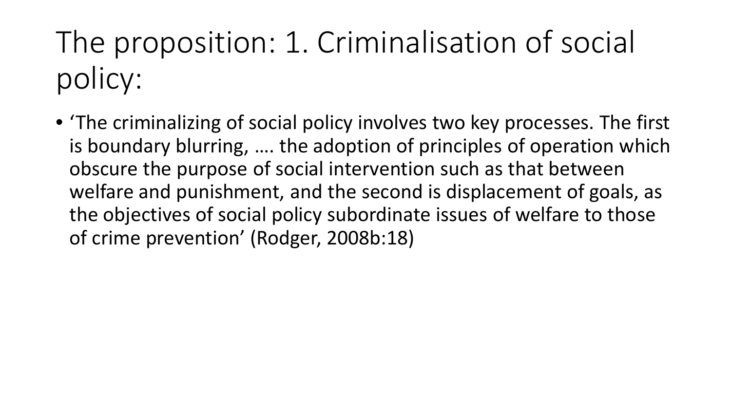# The proposition: 1. Criminalisation of social policy:

- 'The criminalizing of social policy involves two key processes. The first is boundary blurring, …. the adoption of principles of operation which obscure the purpose of social intervention such as that between welfare and punishment, and the second is displacement of goals, as the objectives of social policy subordinate issues of welfare to those of crime prevention' (Rodger, 2008b:18)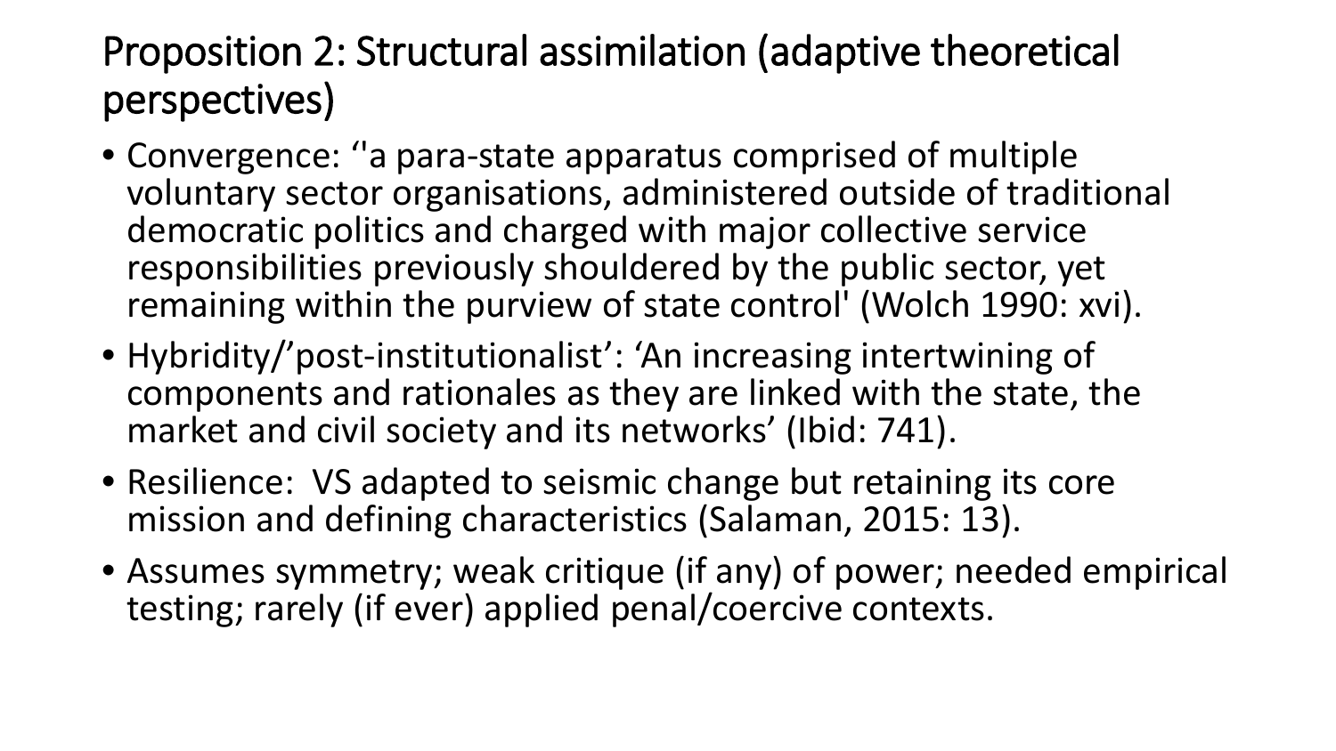# Proposition 2: Structural assimilation (adaptive theoretical perspectives)

- Convergence: ‘'a para-state apparatus comprised of multiple voluntary sector organisations, administered outside of traditional democratic politics and charged with major collective service responsibilities previously shouldered by the public sector, yet remaining within the purview of state control' (Wolch 1990: xvi).
- Hybridity/’post-institutionalist’: ‘An increasing intertwining of components and rationales as they are linked with the state, the market and civil society and its networks’ (Ibid: 741).
- Resilience: VS adapted to seismic change but retaining its core mission and defining characteristics (Salaman, 2015: 13).
- Assumes symmetry; weak critique (if any) of power; needed empirical testing; rarely (if ever) applied penal/coercive contexts.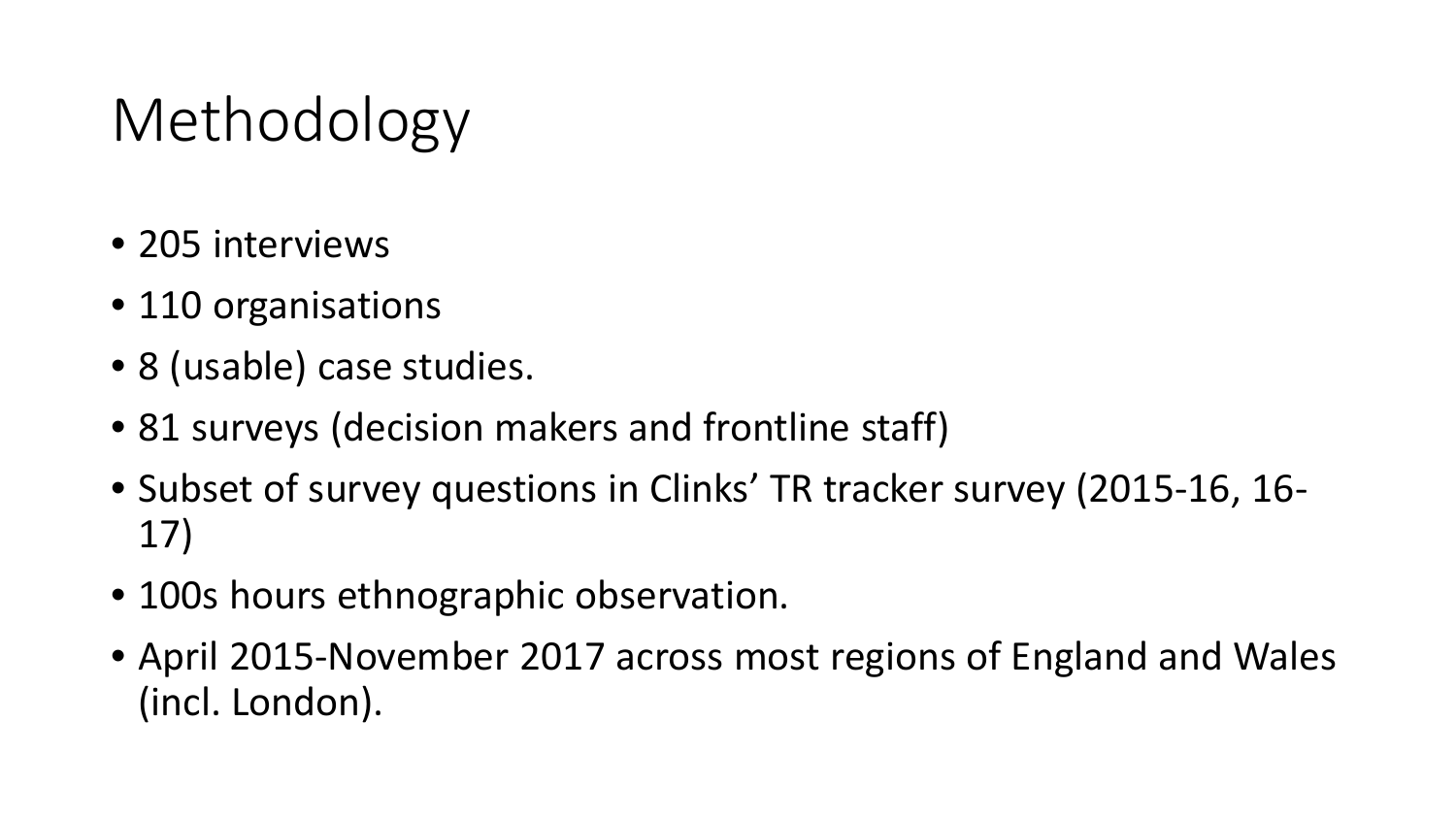# Methodology

- 205 interviews
- 110 organisations
- 8 (usable) case studies.
- 81 surveys (decision makers and frontline staff)
- Subset of survey questions in Clinks' TR tracker survey (2015-16, 16-17)
- 100s hours ethnographic observation.
- April 2015-November 2017 across most regions of England and Wales (incl. London).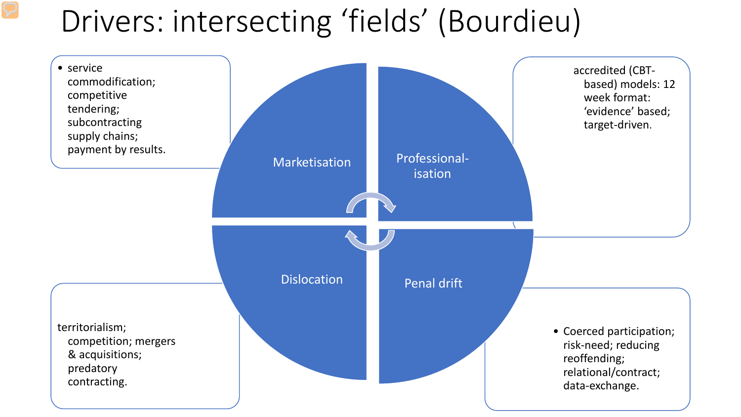# Drivers: intersecting 'fields' (Bourdieu)

**Marketisation**

- service commodification; competitive tendering; subcontracting supply chains; payment by results.

**Professional-isation**

accredited (CBT-based) models: 12 week format: 'evidence' based; target-driven.

**Dislocation**

territorialism; competition; mergers & acquisitions; predatory contracting.

**Penal drift**

- Coerced participation; risk-need; reducing reoffending; relational/contract; data-exchange.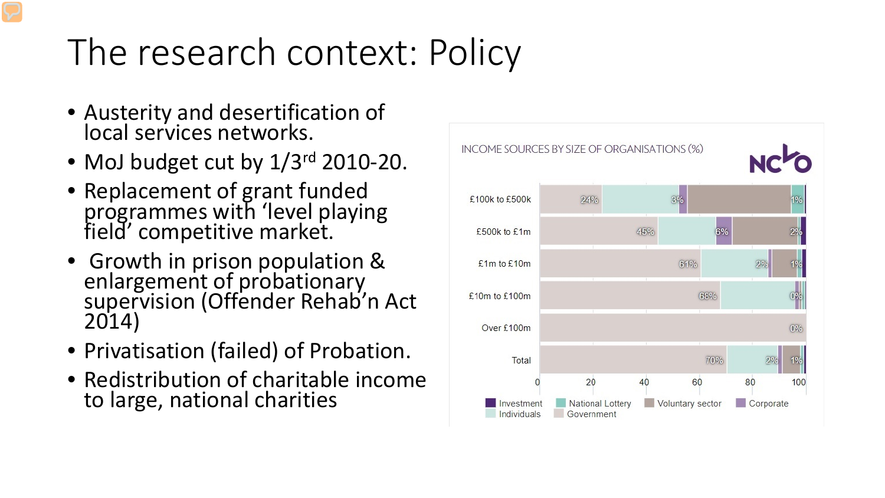# The research context: Policy

- Austerity and desertification of local services networks.
- MoJ budget cut by 1/3rd 2010-20.
- Replacement of grant funded programmes with 'level playing field' competitive market.
- Growth in prison population & enlargement of probationary supervision (Offender Rehab'n Act 2014)
- Privatisation (failed) of Probation.
- Redistribution of charitable income to large, national charities

INCOME SOURCES BY SIZE OF ORGANISATIONS (%)

NCVO

| | Labelled values |
|---|---|
| £100k to £500k | 24%, 3%, 1% |
| £500k to £1m | 45%, 6%, 2% |
| £1m to £10m | 61%, 2%, 1% |
| £10m to £100m | 68%, 0% |
| Over £100m | 0% |
| Total | 70%, 2%, 1% |

0 20 40 60 80 100

Investment, National Lottery, Voluntary sector, Corporate, Individuals, Government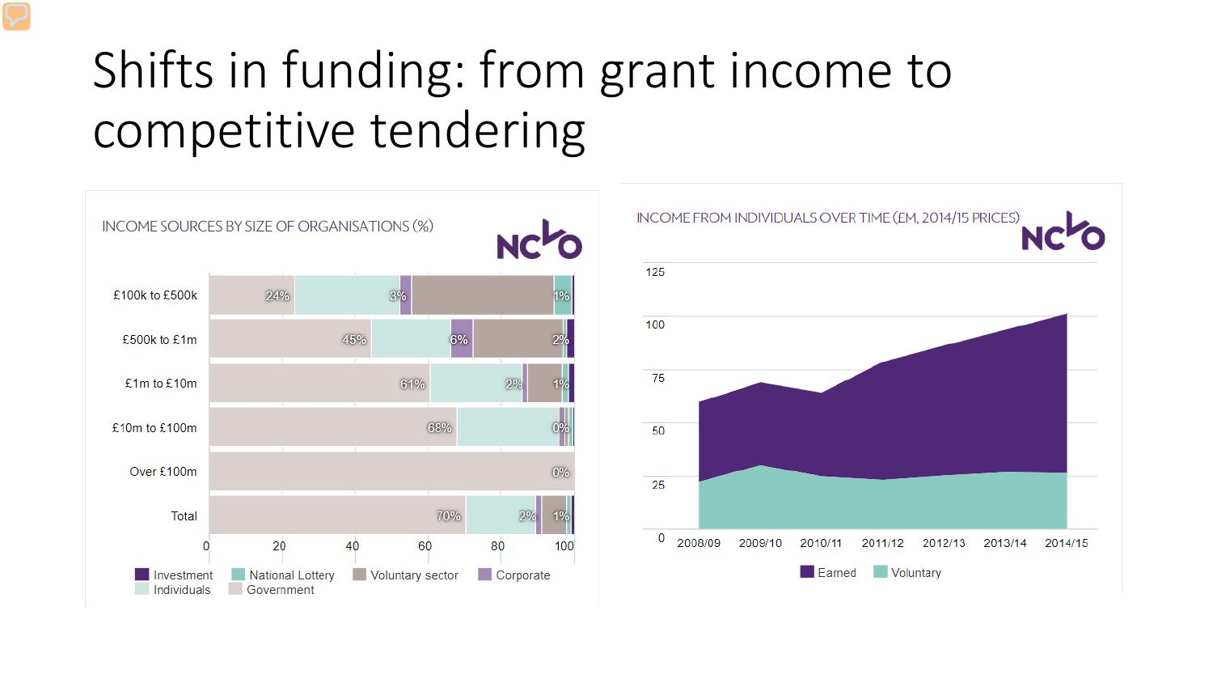# Shifts in funding: from grant income to competitive tendering

INCOME SOURCES BY SIZE OF ORGANISATIONS (%)

NCVO

| | Government | Individuals | Corporate | Voluntary sector | National Lottery | Investment |
|---|---|---|---|---|---|---|
| £100k to £500k | 24% | | 3% | | 1% | |
| £500k to £1m | 45% | | 6% | | 2% | |
| £1m to £10m | 61% | | 2% | | 1% | |
| £10m to £100m | 68% | | | | 0% | |
| Over £100m | | | | | 0% | |
| Total | 70% | | 2% | | 1% | |

0 20 40 60 80 100

Investment, National Lottery, Voluntary sector, Corporate, Individuals, Government

INCOME FROM INDIVIDUALS OVER TIME (£M, 2014/15 PRICES)

NCVO

0 25 50 75 100 125

2008/09 2009/10 2010/11 2011/12 2012/13 2013/14 2014/15

Earned, Voluntary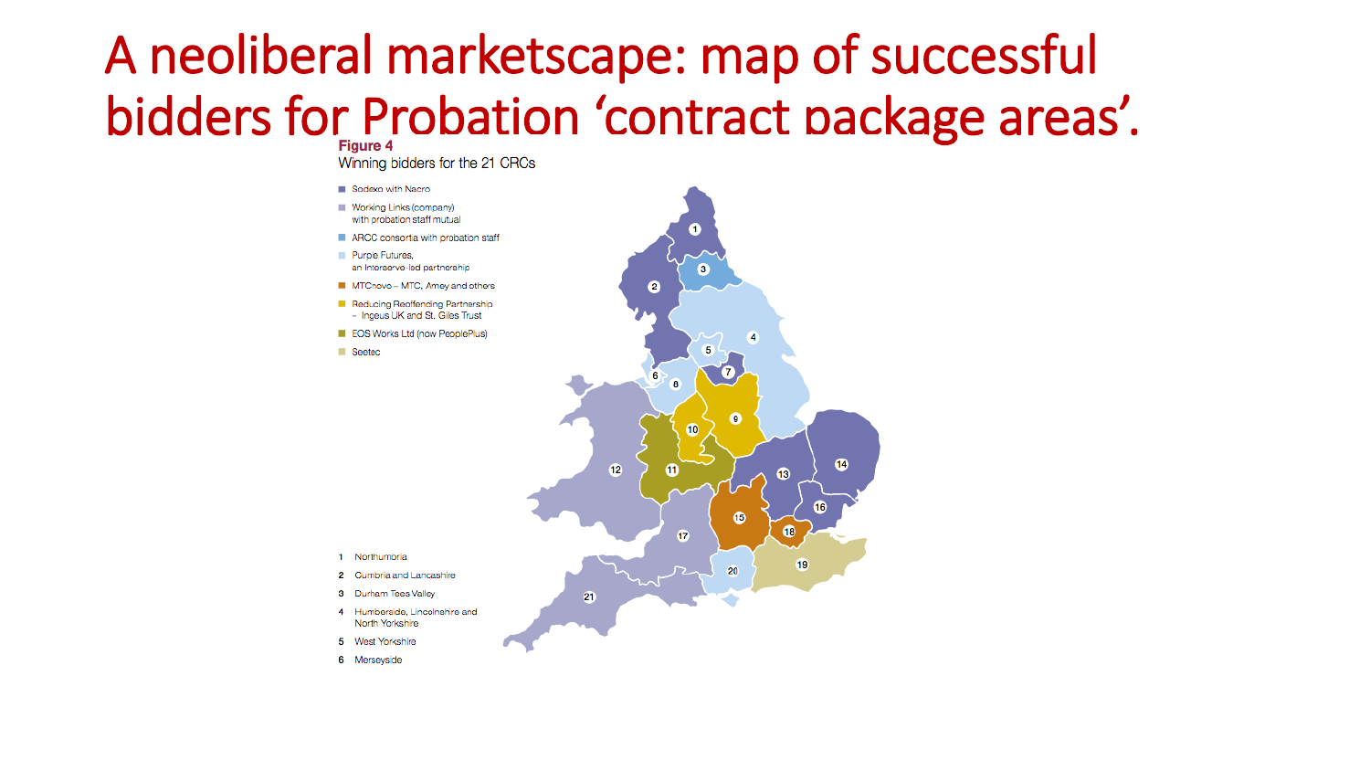# A neoliberal marketscape: map of successful bidders for Probation 'contract package areas'.

**Figure 4**

Winning bidders for the 21 CRCs

- Sodexo with Nacro
- Working Links (company) with probation staff mutual
- ARCC consortia with probation staff
- Purpe Futures, an Interserve-led partnership
- MTCnovo – MTC, Amey and others
- Reducing Reoffending Partnership – Ingeus UK and St. Giles Trust
- EOS Works Ltd (now PeoplePlus)
- Seetec

1 Northumbria
2 Cumbria and Lancashire
3 Durham Tees Valley
4 Humberside, Lincolnshire and North Yorkshire
5 West Yorkshire
6 Merseyside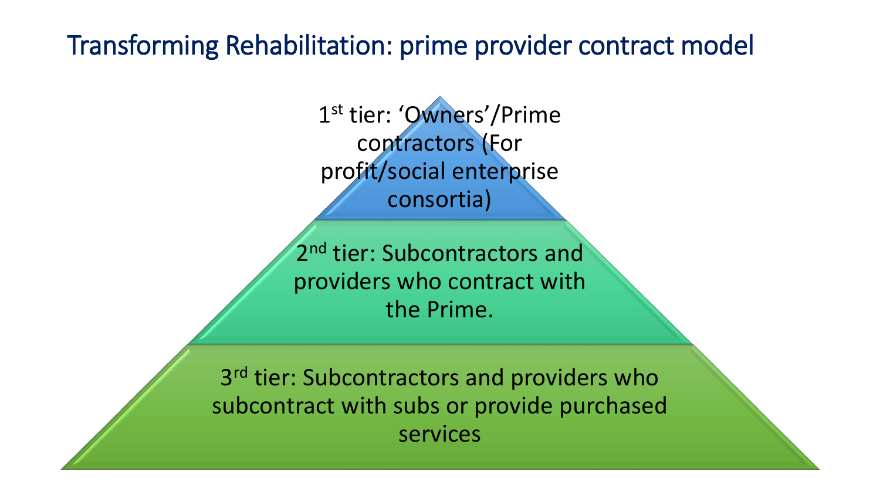# Transforming Rehabilitation: prime provider contract model

1st tier: 'Owners'/Prime contractors (For profit/social enterprise consortia)

2nd tier: Subcontractors and providers who contract with the Prime.

3rd tier: Subcontractors and providers who subcontract with subs or provide purchased services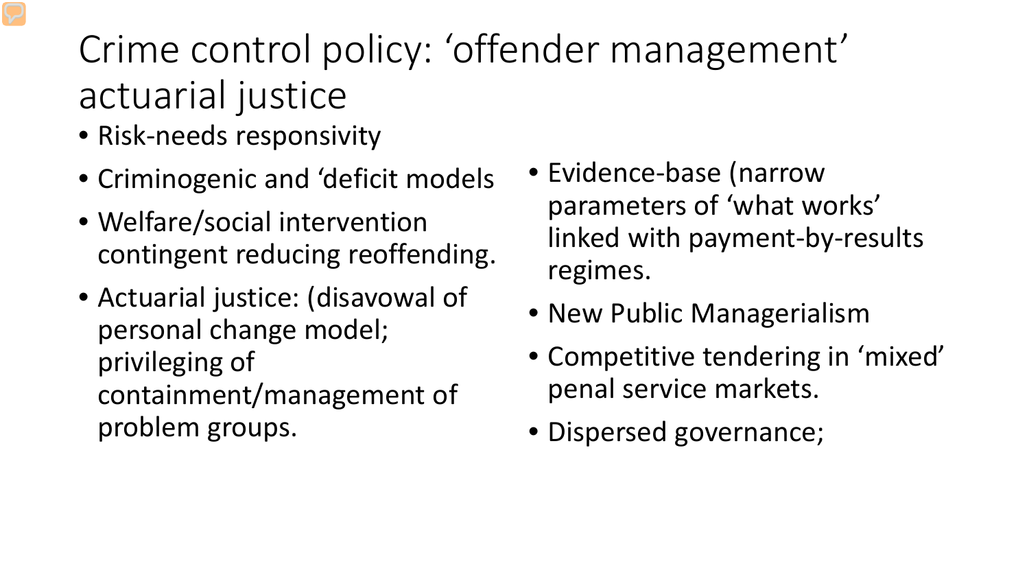# Crime control policy: 'offender management' actuarial justice

- Risk-needs responsivity
- Criminogenic and 'deficit models
- Welfare/social intervention contingent reducing reoffending.
- Actuarial justice: (disavowal of personal change model; privileging of containment/management of problem groups.
- Evidence-base (narrow parameters of 'what works' linked with payment-by-results regimes.
- New Public Managerialism
- Competitive tendering in 'mixed' penal service markets.
- Dispersed governance;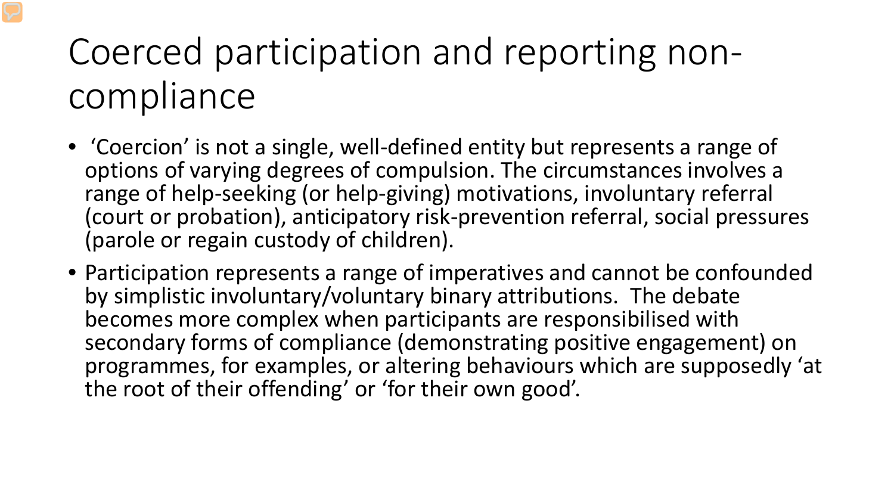# Coerced participation and reporting non-compliance

- 'Coercion' is not a single, well-defined entity but represents a range of options of varying degrees of compulsion. The circumstances involves a range of help-seeking (or help-giving) motivations, involuntary referral (court or probation), anticipatory risk-prevention referral, social pressures (parole or regain custody of children).
- Participation represents a range of imperatives and cannot be confounded by simplistic involuntary/voluntary binary attributions. The debate becomes more complex when participants are responsibilised with secondary forms of compliance (demonstrating positive engagement) on programmes, for examples, or altering behaviours which are supposedly 'at the root of their offending' or 'for their own good'.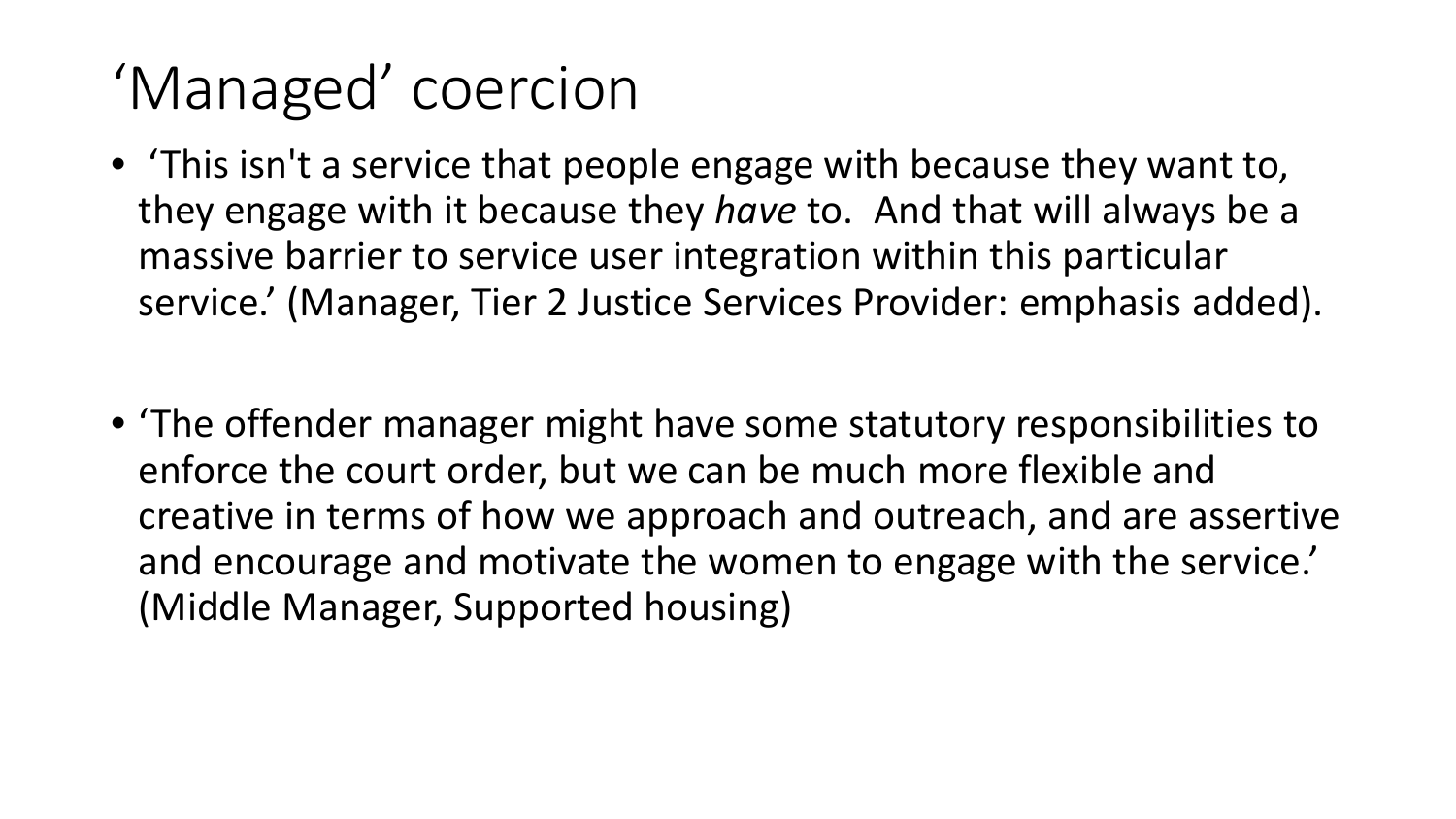# ‘Managed’ coercion

- ‘This isn't a service that people engage with because they want to, they engage with it because they *have* to. And that will always be a massive barrier to service user integration within this particular service.’ (Manager, Tier 2 Justice Services Provider: emphasis added).

- ‘The offender manager might have some statutory responsibilities to enforce the court order, but we can be much more flexible and creative in terms of how we approach and outreach, and are assertive and encourage and motivate the women to engage with the service.’ (Middle Manager, Supported housing)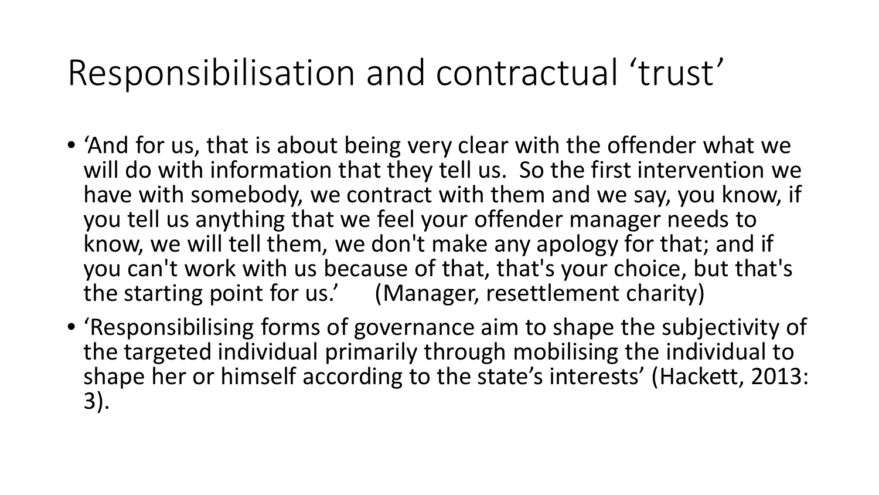# Responsibilisation and contractual 'trust'

- 'And for us, that is about being very clear with the offender what we will do with information that they tell us. So the first intervention we have with somebody, we contract with them and we say, you know, if you tell us anything that we feel your offender manager needs to know, we will tell them, we don't make any apology for that; and if you can't work with us because of that, that's your choice, but that's the starting point for us.' (Manager, resettlement charity)
- 'Responsibilising forms of governance aim to shape the subjectivity of the targeted individual primarily through mobilising the individual to shape her or himself according to the state's interests' (Hackett, 2013: 3).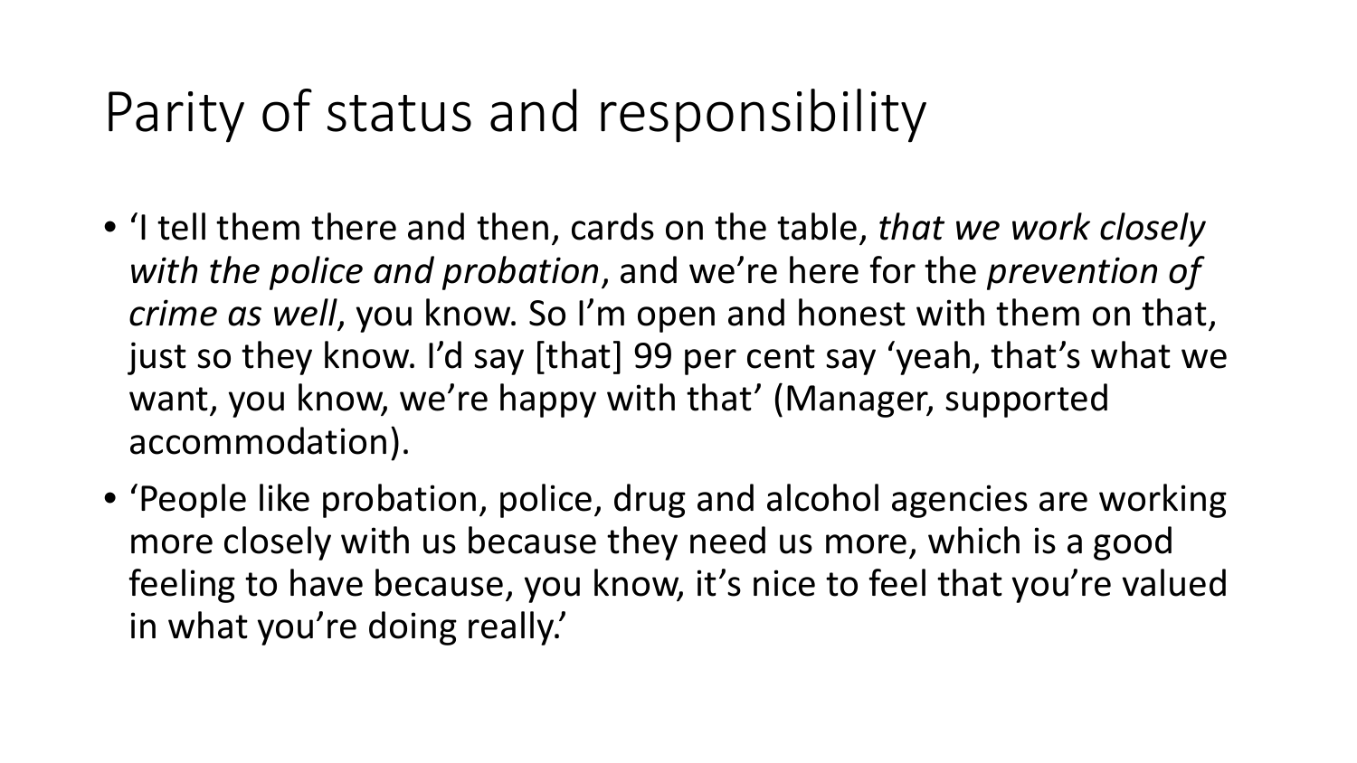# Parity of status and responsibility

- 'I tell them there and then, cards on the table, *that we work closely with the police and probation*, and we're here for the *prevention of crime as well*, you know. So I'm open and honest with them on that, just so they know. I'd say [that] 99 per cent say 'yeah, that's what we want, you know, we're happy with that' (Manager, supported accommodation).
- 'People like probation, police, drug and alcohol agencies are working more closely with us because they need us more, which is a good feeling to have because, you know, it's nice to feel that you're valued in what you're doing really.'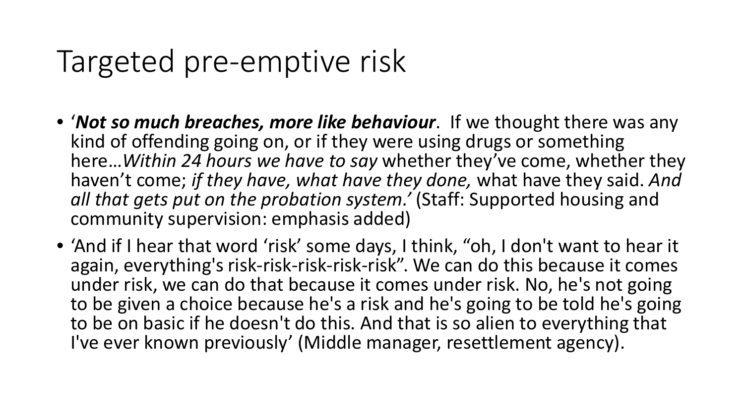# Targeted pre-emptive risk

- '***Not so much breaches, more like behaviour***. If we thought there was any kind of offending going on, or if they were using drugs or something here…*Within 24 hours we have to say* whether they've come, whether they haven't come; *if they have, what have they done,* what have they said. *And all that gets put on the probation system.'* (Staff: Supported housing and community supervision: emphasis added)
- 'And if I hear that word 'risk' some days, I think, "oh, I don't want to hear it again, everything's risk-risk-risk-risk-risk". We can do this because it comes under risk, we can do that because it comes under risk. No, he's not going to be given a choice because he's a risk and he's going to be told he's going to be on basic if he doesn't do this. And that is so alien to everything that I've ever known previously' (Middle manager, resettlement agency).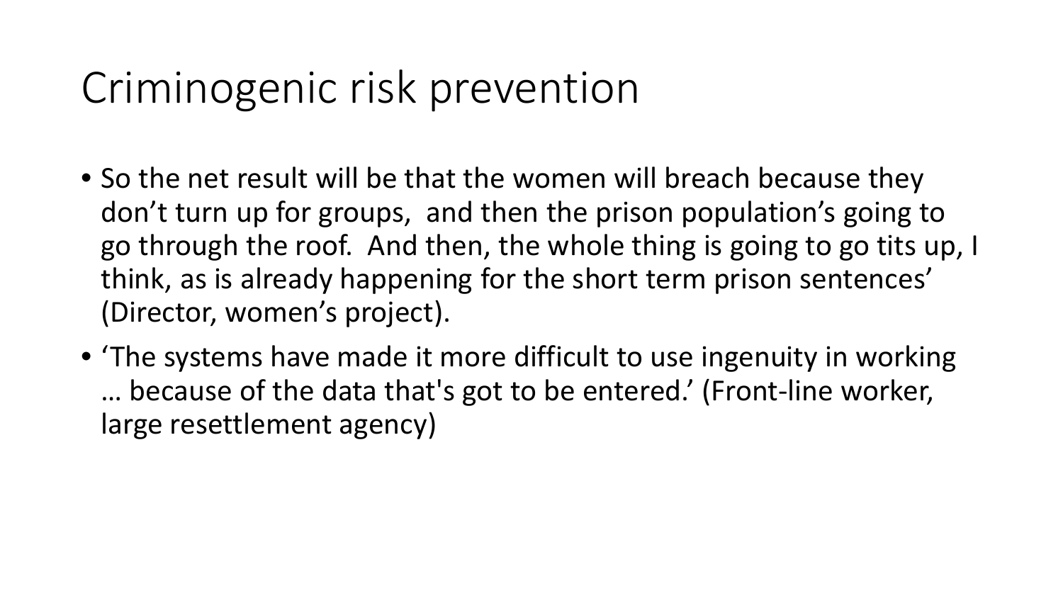# Criminogenic risk prevention

- So the net result will be that the women will breach because they don't turn up for groups,  and then the prison population's going to go through the roof.  And then, the whole thing is going to go tits up, I think, as is already happening for the short term prison sentences' (Director, women's project).
- 'The systems have made it more difficult to use ingenuity in working … because of the data that's got to be entered.' (Front-line worker, large resettlement agency)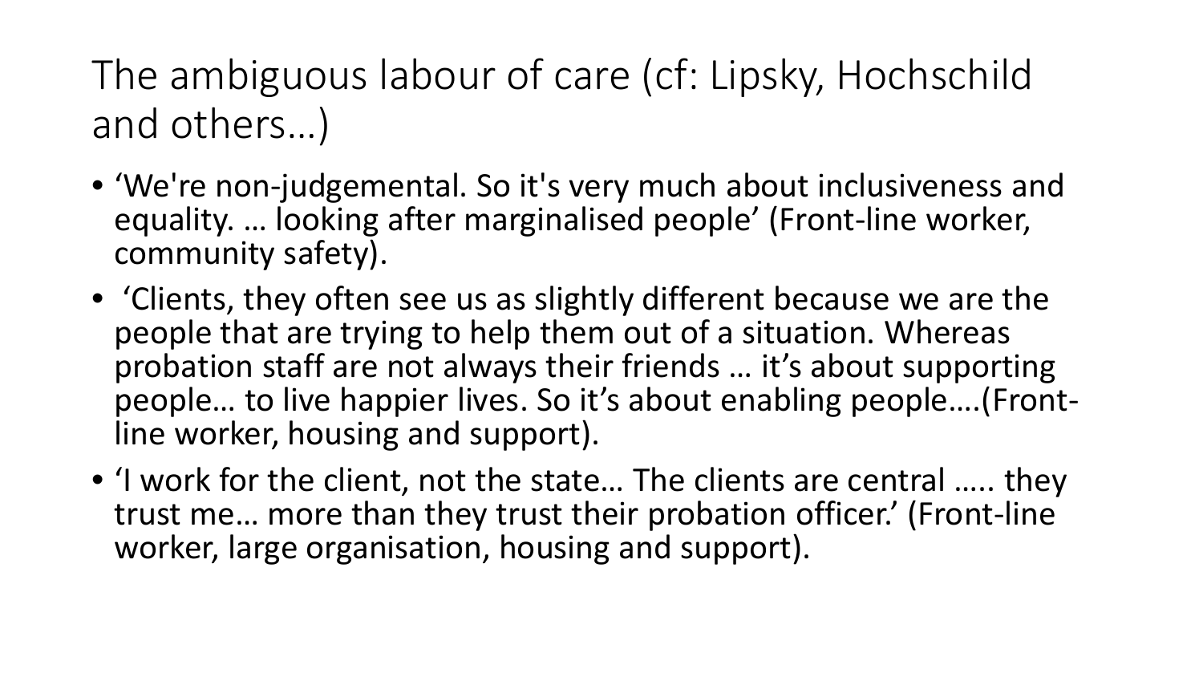# The ambiguous labour of care (cf: Lipsky, Hochschild and others…)

- 'We're non-judgemental. So it's very much about inclusiveness and equality. … looking after marginalised people' (Front-line worker, community safety).
- 'Clients, they often see us as slightly different because we are the people that are trying to help them out of a situation. Whereas probation staff are not always their friends … it's about supporting people… to live happier lives. So it's about enabling people….(Front-line worker, housing and support).
- 'I work for the client, not the state… The clients are central ….. they trust me… more than they trust their probation officer.' (Front-line worker, large organisation, housing and support).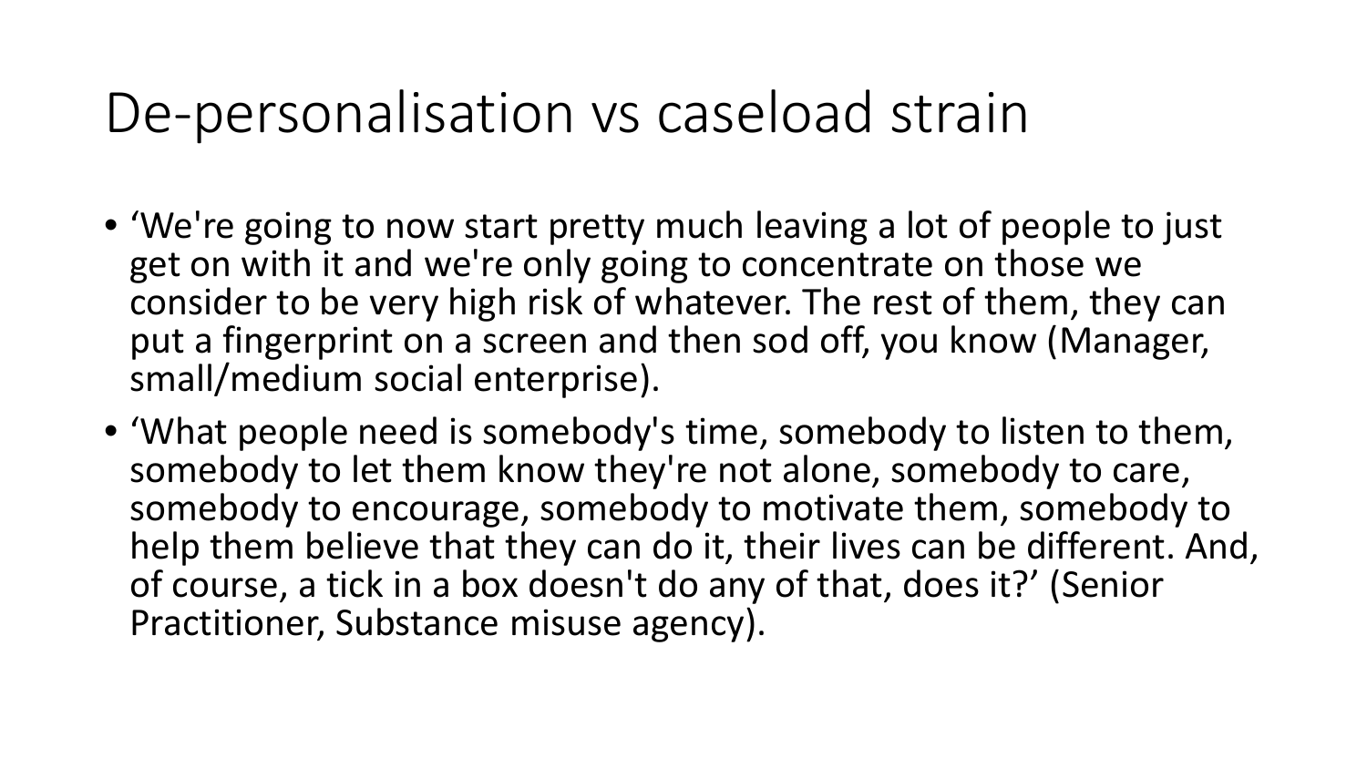# De-personalisation vs caseload strain

- ‘We're going to now start pretty much leaving a lot of people to just get on with it and we're only going to concentrate on those we consider to be very high risk of whatever. The rest of them, they can put a fingerprint on a screen and then sod off, you know (Manager, small/medium social enterprise).
- ‘What people need is somebody's time, somebody to listen to them, somebody to let them know they're not alone, somebody to care, somebody to encourage, somebody to motivate them, somebody to help them believe that they can do it, their lives can be different. And, of course, a tick in a box doesn't do any of that, does it?’ (Senior Practitioner, Substance misuse agency).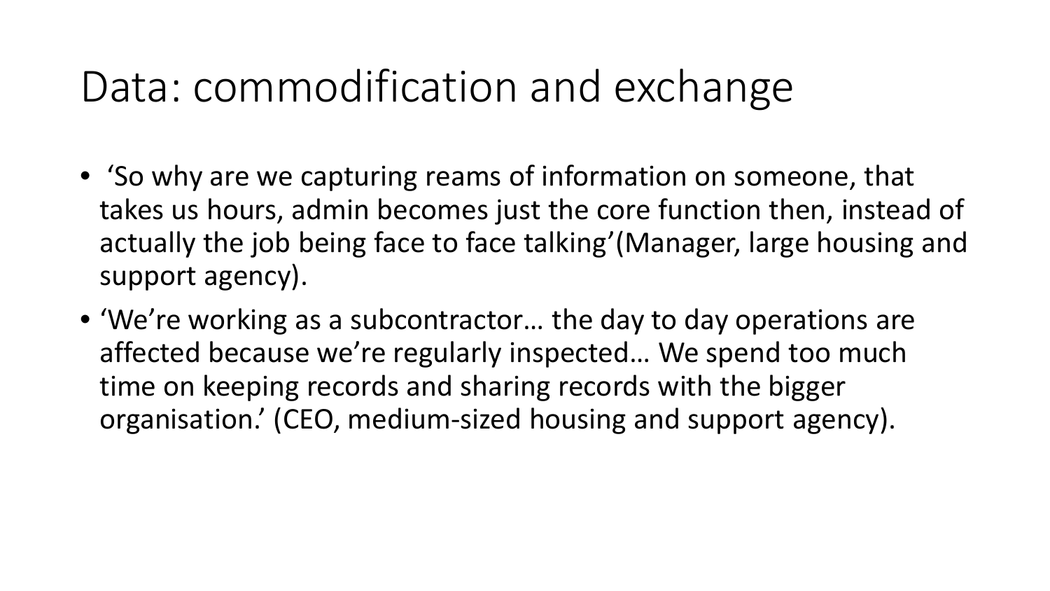# Data: commodification and exchange

- 'So why are we capturing reams of information on someone, that takes us hours, admin becomes just the core function then, instead of actually the job being face to face talking'(Manager, large housing and support agency).
- 'We're working as a subcontractor… the day to day operations are affected because we're regularly inspected… We spend too much time on keeping records and sharing records with the bigger organisation.' (CEO, medium-sized housing and support agency).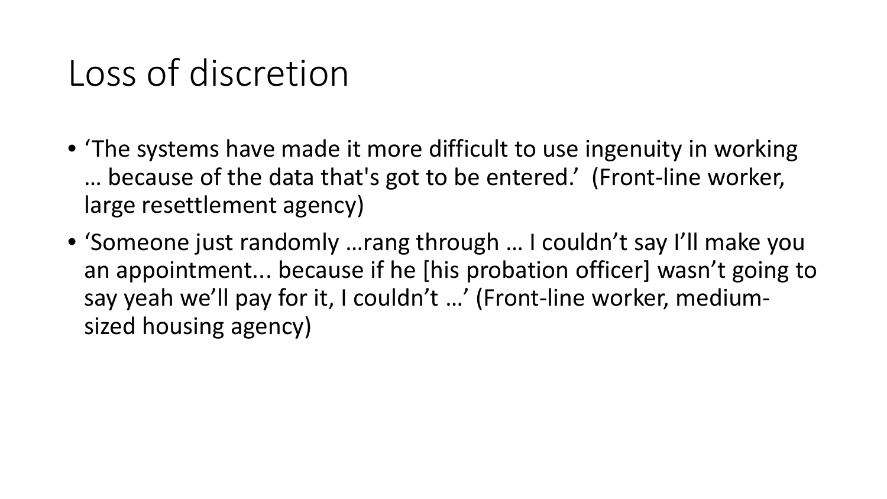# Loss of discretion

- 'The systems have made it more difficult to use ingenuity in working … because of the data that's got to be entered.' (Front-line worker, large resettlement agency)
- 'Someone just randomly …rang through … I couldn't say I'll make you an appointment... because if he [his probation officer] wasn't going to say yeah we'll pay for it, I couldn't …' (Front-line worker, medium-sized housing agency)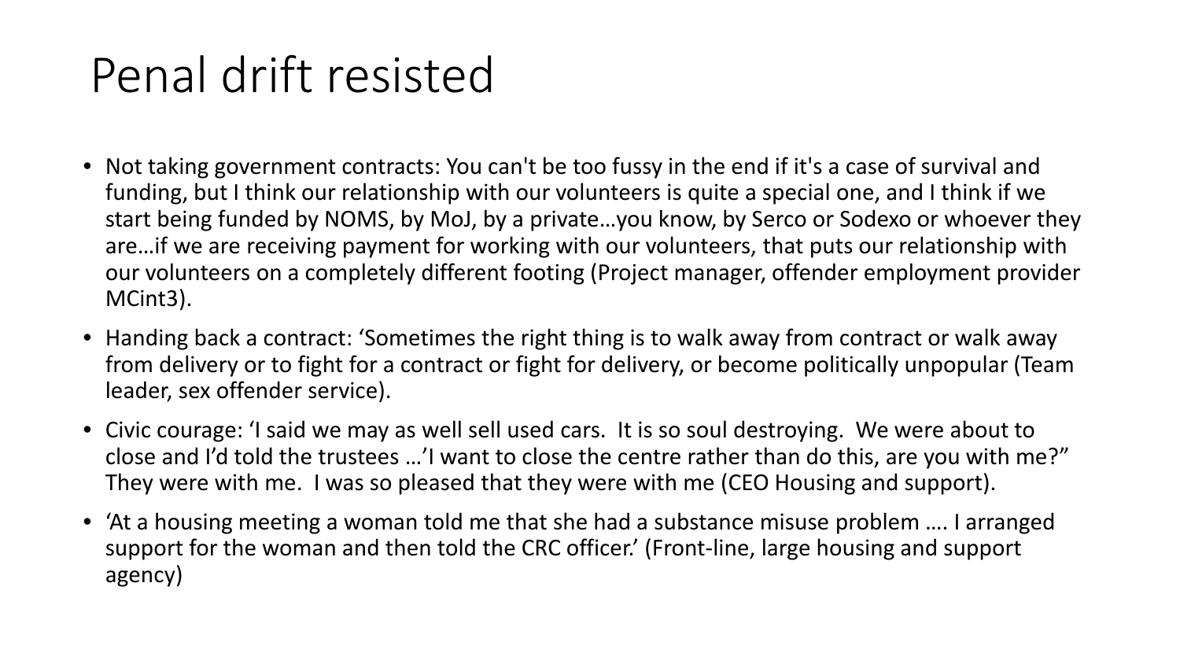# Penal drift resisted

- Not taking government contracts: You can't be too fussy in the end if it's a case of survival and funding, but I think our relationship with our volunteers is quite a special one, and I think if we start being funded by NOMS, by MoJ, by a private…you know, by Serco or Sodexo or whoever they are…if we are receiving payment for working with our volunteers, that puts our relationship with our volunteers on a completely different footing (Project manager, offender employment provider MCint3).
- Handing back a contract: 'Sometimes the right thing is to walk away from contract or walk away from delivery or to fight for a contract or fight for delivery, or become politically unpopular (Team leader, sex offender service).
- Civic courage: 'I said we may as well sell used cars. It is so soul destroying. We were about to close and I'd told the trustees …'I want to close the centre rather than do this, are you with me?" They were with me. I was so pleased that they were with me (CEO Housing and support).
- 'At a housing meeting a woman told me that she had a substance misuse problem …. I arranged support for the woman and then told the CRC officer.' (Front-line, large housing and support agency)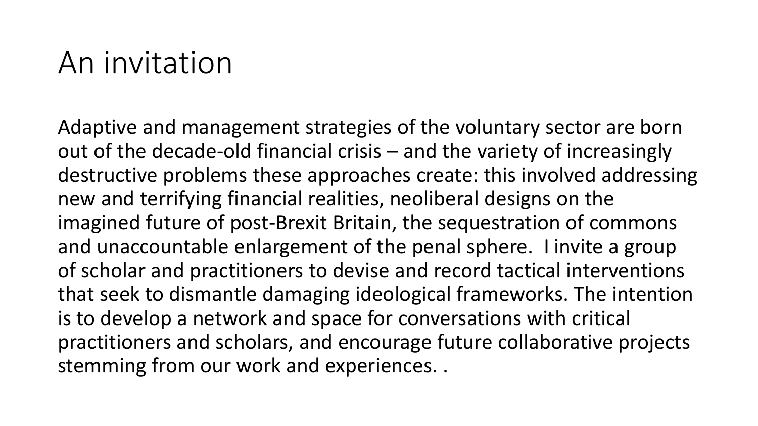# An invitation

Adaptive and management strategies of the voluntary sector are born out of the decade-old financial crisis – and the variety of increasingly destructive problems these approaches create: this involved addressing new and terrifying financial realities, neoliberal designs on the imagined future of post-Brexit Britain, the sequestration of commons and unaccountable enlargement of the penal sphere. I invite a group of scholar and practitioners to devise and record tactical interventions that seek to dismantle damaging ideological frameworks. The intention is to develop a network and space for conversations with critical practitioners and scholars, and encourage future collaborative projects stemming from our work and experiences. .